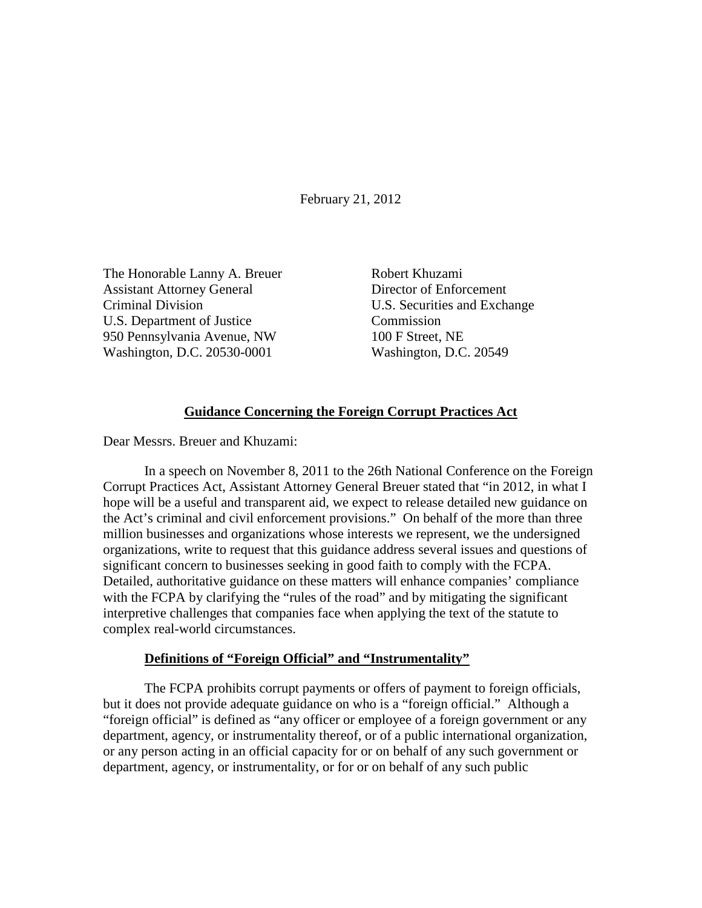February 21, 2012

The Honorable Lanny A. Breuer
Assistant Attorney General
Criminal Division
U.S. Department of Justice
950 Pennsylvania Avenue, NW
Washington, D.C. 20530-0001

Robert Khuzami
Director of Enforcement
U.S. Securities and Exchange Commission
100 F Street, NE
Washington, D.C. 20549

**<u>Guidance Concerning the Foreign Corrupt Practices Act</u>**

Dear Messrs. Breuer and Khuzami:

In a speech on November 8, 2011 to the 26th National Conference on the Foreign Corrupt Practices Act, Assistant Attorney General Breuer stated that "in 2012, in what I hope will be a useful and transparent aid, we expect to release detailed new guidance on the Act's criminal and civil enforcement provisions." On behalf of the more than three million businesses and organizations whose interests we represent, we the undersigned organizations, write to request that this guidance address several issues and questions of significant concern to businesses seeking in good faith to comply with the FCPA. Detailed, authoritative guidance on these matters will enhance companies' compliance with the FCPA by clarifying the "rules of the road" and by mitigating the significant interpretive challenges that companies face when applying the text of the statute to complex real-world circumstances.

**<u>Definitions of "Foreign Official" and "Instrumentality"</u>**

The FCPA prohibits corrupt payments or offers of payment to foreign officials, but it does not provide adequate guidance on who is a "foreign official." Although a "foreign official" is defined as "any officer or employee of a foreign government or any department, agency, or instrumentality thereof, or of a public international organization, or any person acting in an official capacity for or on behalf of any such government or department, agency, or instrumentality, or for or on behalf of any such public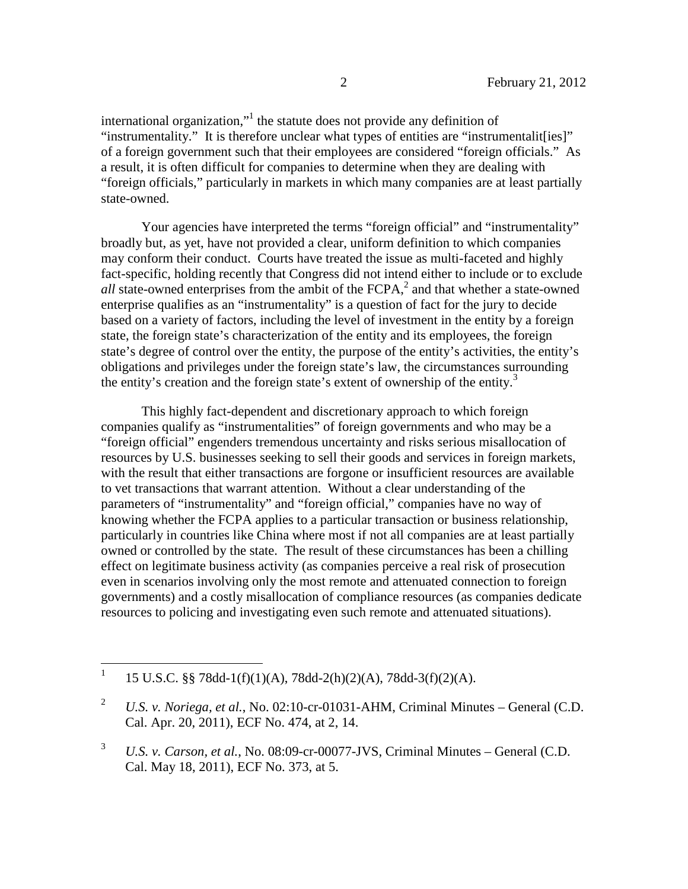international organization,"[1] the statute does not provide any definition of "instrumentality." It is therefore unclear what types of entities are "instrumentalit[ies]" of a foreign government such that their employees are considered "foreign officials." As a result, it is often difficult for companies to determine when they are dealing with "foreign officials," particularly in markets in which many companies are at least partially state-owned.

Your agencies have interpreted the terms "foreign official" and "instrumentality" broadly but, as yet, have not provided a clear, uniform definition to which companies may conform their conduct. Courts have treated the issue as multi-faceted and highly fact-specific, holding recently that Congress did not intend either to include or to exclude *all* state-owned enterprises from the ambit of the FCPA,[2] and that whether a state-owned enterprise qualifies as an "instrumentality" is a question of fact for the jury to decide based on a variety of factors, including the level of investment in the entity by a foreign state, the foreign state's characterization of the entity and its employees, the foreign state's degree of control over the entity, the purpose of the entity's activities, the entity's obligations and privileges under the foreign state's law, the circumstances surrounding the entity's creation and the foreign state's extent of ownership of the entity.[3]

This highly fact-dependent and discretionary approach to which foreign companies qualify as "instrumentalities" of foreign governments and who may be a "foreign official" engenders tremendous uncertainty and risks serious misallocation of resources by U.S. businesses seeking to sell their goods and services in foreign markets, with the result that either transactions are forgone or insufficient resources are available to vet transactions that warrant attention. Without a clear understanding of the parameters of "instrumentality" and "foreign official," companies have no way of knowing whether the FCPA applies to a particular transaction or business relationship, particularly in countries like China where most if not all companies are at least partially owned or controlled by the state. The result of these circumstances has been a chilling effect on legitimate business activity (as companies perceive a real risk of prosecution even in scenarios involving only the most remote and attenuated connection to foreign governments) and a costly misallocation of compliance resources (as companies dedicate resources to policing and investigating even such remote and attenuated situations).

---

[1] 15 U.S.C. §§ 78dd-1(f)(1)(A), 78dd-2(h)(2)(A), 78dd-3(f)(2)(A).

[2] *U.S. v. Noriega, et al.*, No. 02:10-cr-01031-AHM, Criminal Minutes – General (C.D. Cal. Apr. 20, 2011), ECF No. 474, at 2, 14.

[3] *U.S. v. Carson, et al.*, No. 08:09-cr-00077-JVS, Criminal Minutes – General (C.D. Cal. May 18, 2011), ECF No. 373, at 5.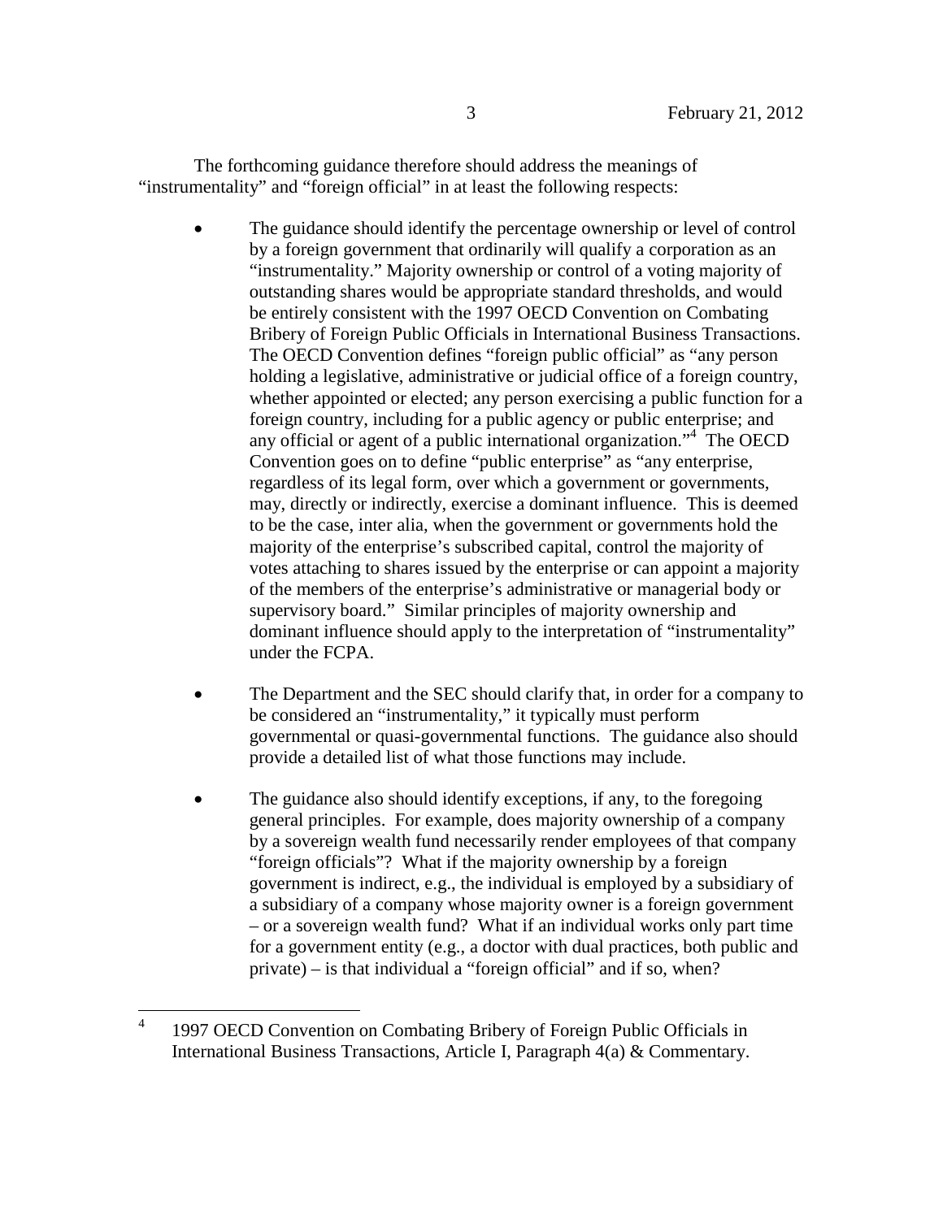The forthcoming guidance therefore should address the meanings of "instrumentality" and "foreign official" in at least the following respects:

- The guidance should identify the percentage ownership or level of control by a foreign government that ordinarily will qualify a corporation as an "instrumentality." Majority ownership or control of a voting majority of outstanding shares would be appropriate standard thresholds, and would be entirely consistent with the 1997 OECD Convention on Combating Bribery of Foreign Public Officials in International Business Transactions. The OECD Convention defines "foreign public official" as "any person holding a legislative, administrative or judicial office of a foreign country, whether appointed or elected; any person exercising a public function for a foreign country, including for a public agency or public enterprise; and any official or agent of a public international organization."[4] The OECD Convention goes on to define "public enterprise" as "any enterprise, regardless of its legal form, over which a government or governments, may, directly or indirectly, exercise a dominant influence. This is deemed to be the case, inter alia, when the government or governments hold the majority of the enterprise's subscribed capital, control the majority of votes attaching to shares issued by the enterprise or can appoint a majority of the members of the enterprise's administrative or managerial body or supervisory board." Similar principles of majority ownership and dominant influence should apply to the interpretation of "instrumentality" under the FCPA.

- The Department and the SEC should clarify that, in order for a company to be considered an "instrumentality," it typically must perform governmental or quasi-governmental functions. The guidance also should provide a detailed list of what those functions may include.

- The guidance also should identify exceptions, if any, to the foregoing general principles. For example, does majority ownership of a company by a sovereign wealth fund necessarily render employees of that company "foreign officials"? What if the majority ownership by a foreign government is indirect, e.g., the individual is employed by a subsidiary of a subsidiary of a company whose majority owner is a foreign government – or a sovereign wealth fund? What if an individual works only part time for a government entity (e.g., a doctor with dual practices, both public and private) – is that individual a "foreign official" and if so, when?

[4] 1997 OECD Convention on Combating Bribery of Foreign Public Officials in International Business Transactions, Article I, Paragraph 4(a) & Commentary.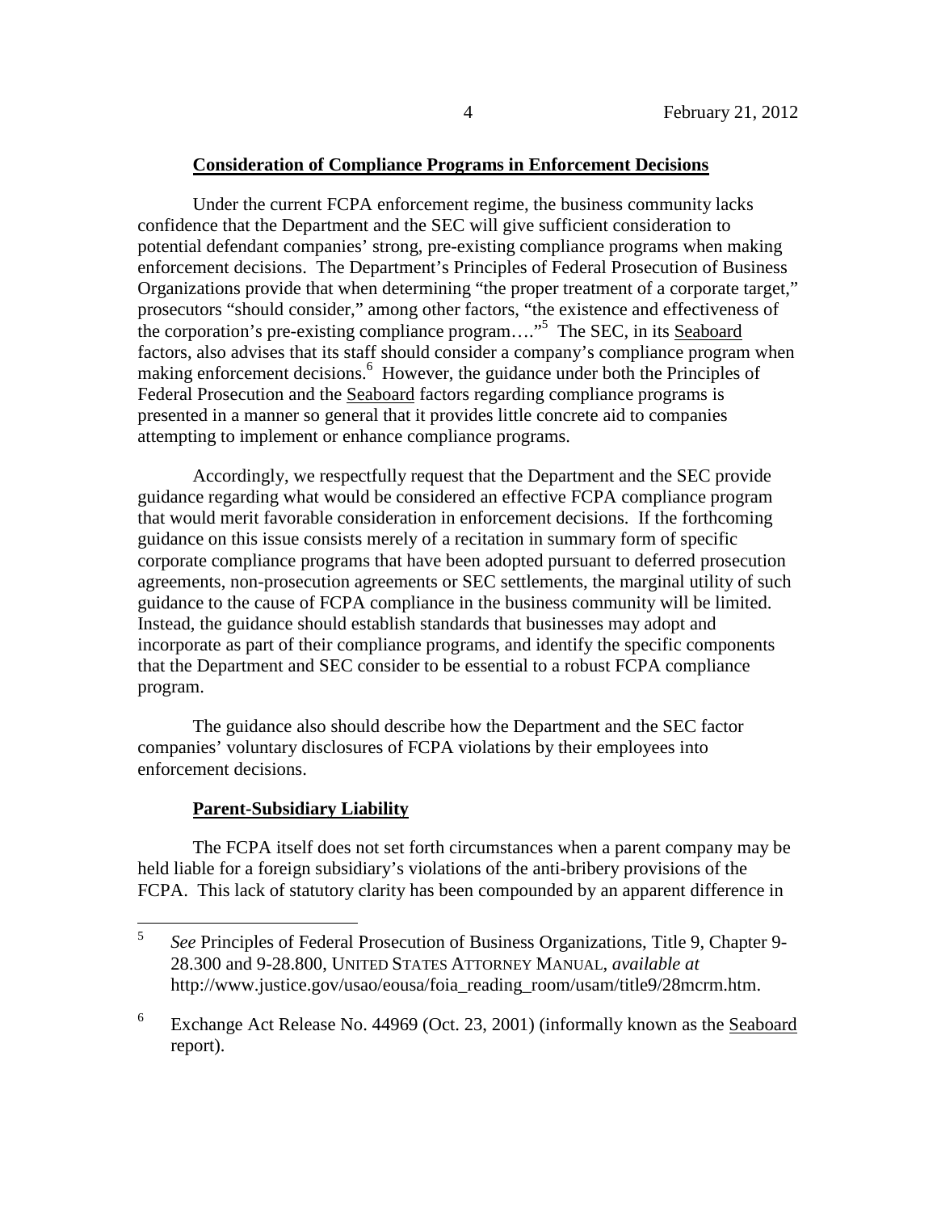**Consideration of Compliance Programs in Enforcement Decisions**

Under the current FCPA enforcement regime, the business community lacks confidence that the Department and the SEC will give sufficient consideration to potential defendant companies' strong, pre-existing compliance programs when making enforcement decisions. The Department's Principles of Federal Prosecution of Business Organizations provide that when determining "the proper treatment of a corporate target," prosecutors "should consider," among other factors, "the existence and effectiveness of the corporation's pre-existing compliance program…."[5] The SEC, in its Seaboard factors, also advises that its staff should consider a company's compliance program when making enforcement decisions.[6] However, the guidance under both the Principles of Federal Prosecution and the Seaboard factors regarding compliance programs is presented in a manner so general that it provides little concrete aid to companies attempting to implement or enhance compliance programs.

Accordingly, we respectfully request that the Department and the SEC provide guidance regarding what would be considered an effective FCPA compliance program that would merit favorable consideration in enforcement decisions. If the forthcoming guidance on this issue consists merely of a recitation in summary form of specific corporate compliance programs that have been adopted pursuant to deferred prosecution agreements, non-prosecution agreements or SEC settlements, the marginal utility of such guidance to the cause of FCPA compliance in the business community will be limited. Instead, the guidance should establish standards that businesses may adopt and incorporate as part of their compliance programs, and identify the specific components that the Department and SEC consider to be essential to a robust FCPA compliance program.

The guidance also should describe how the Department and the SEC factor companies' voluntary disclosures of FCPA violations by their employees into enforcement decisions.

**Parent-Subsidiary Liability**

The FCPA itself does not set forth circumstances when a parent company may be held liable for a foreign subsidiary's violations of the anti-bribery provisions of the FCPA. This lack of statutory clarity has been compounded by an apparent difference in

---

[5] *See* Principles of Federal Prosecution of Business Organizations, Title 9, Chapter 9-28.300 and 9-28.800, UNITED STATES ATTORNEY MANUAL, *available at* http://www.justice.gov/usao/eousa/foia_reading_room/usam/title9/28mcrm.htm.

[6] Exchange Act Release No. 44969 (Oct. 23, 2001) (informally known as the Seaboard report).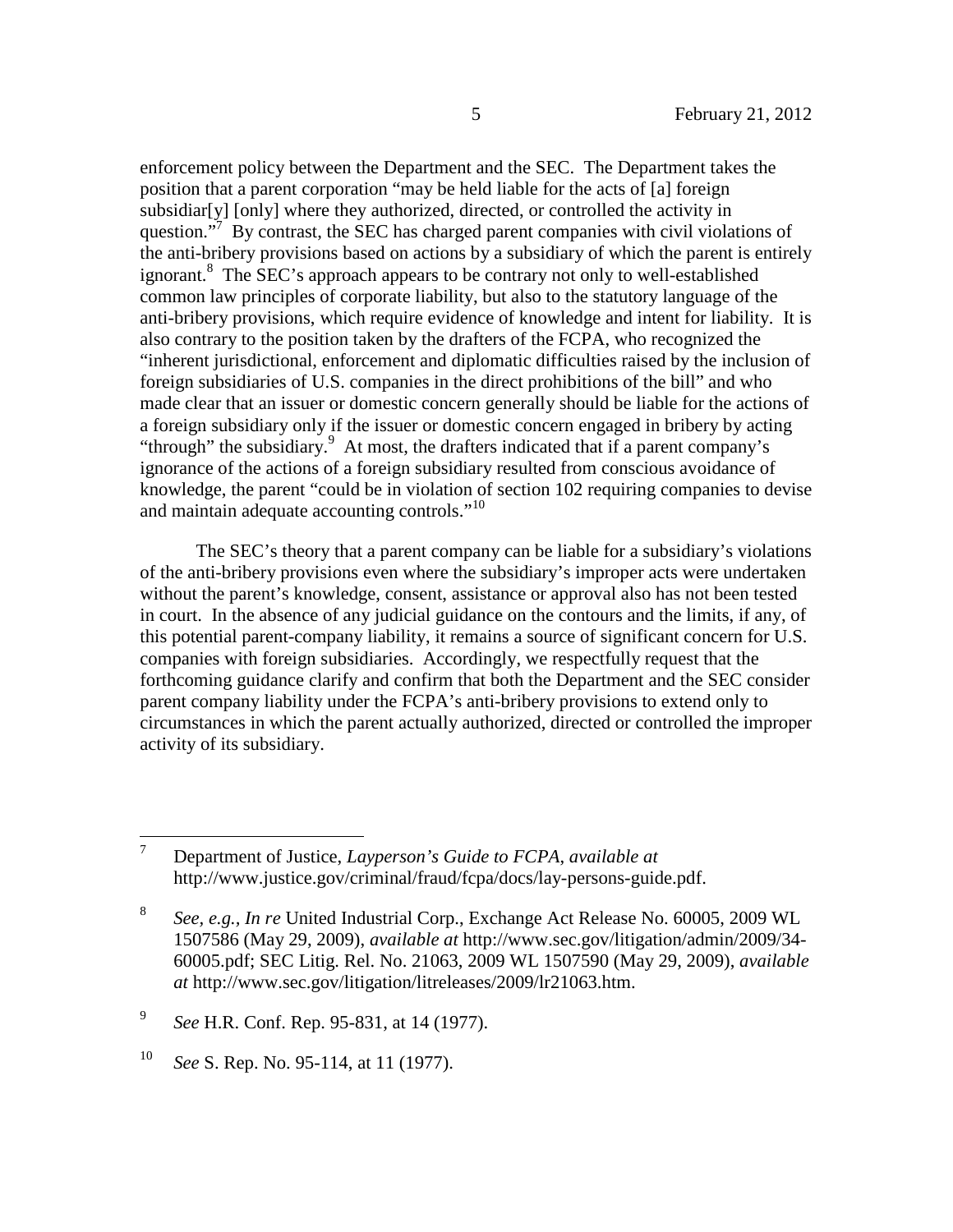enforcement policy between the Department and the SEC. The Department takes the position that a parent corporation "may be held liable for the acts of [a] foreign subsidiar[y] [only] where they authorized, directed, or controlled the activity in question."[7] By contrast, the SEC has charged parent companies with civil violations of the anti-bribery provisions based on actions by a subsidiary of which the parent is entirely ignorant.[8] The SEC's approach appears to be contrary not only to well-established common law principles of corporate liability, but also to the statutory language of the anti-bribery provisions, which require evidence of knowledge and intent for liability. It is also contrary to the position taken by the drafters of the FCPA, who recognized the "inherent jurisdictional, enforcement and diplomatic difficulties raised by the inclusion of foreign subsidiaries of U.S. companies in the direct prohibitions of the bill" and who made clear that an issuer or domestic concern generally should be liable for the actions of a foreign subsidiary only if the issuer or domestic concern engaged in bribery by acting "through" the subsidiary.[9] At most, the drafters indicated that if a parent company's ignorance of the actions of a foreign subsidiary resulted from conscious avoidance of knowledge, the parent "could be in violation of section 102 requiring companies to devise and maintain adequate accounting controls."[10]

The SEC's theory that a parent company can be liable for a subsidiary's violations of the anti-bribery provisions even where the subsidiary's improper acts were undertaken without the parent's knowledge, consent, assistance or approval also has not been tested in court. In the absence of any judicial guidance on the contours and the limits, if any, of this potential parent-company liability, it remains a source of significant concern for U.S. companies with foreign subsidiaries. Accordingly, we respectfully request that the forthcoming guidance clarify and confirm that both the Department and the SEC consider parent company liability under the FCPA's anti-bribery provisions to extend only to circumstances in which the parent actually authorized, directed or controlled the improper activity of its subsidiary.

---

[7] Department of Justice, *Layperson's Guide to FCPA*, *available at* http://www.justice.gov/criminal/fraud/fcpa/docs/lay-persons-guide.pdf.

[8] *See, e.g.*, *In re* United Industrial Corp., Exchange Act Release No. 60005, 2009 WL 1507586 (May 29, 2009), *available at* http://www.sec.gov/litigation/admin/2009/34-60005.pdf; SEC Litig. Rel. No. 21063, 2009 WL 1507590 (May 29, 2009), *available at* http://www.sec.gov/litigation/litreleases/2009/lr21063.htm.

[9] *See* H.R. Conf. Rep. 95-831, at 14 (1977).

[10] *See* S. Rep. No. 95-114, at 11 (1977).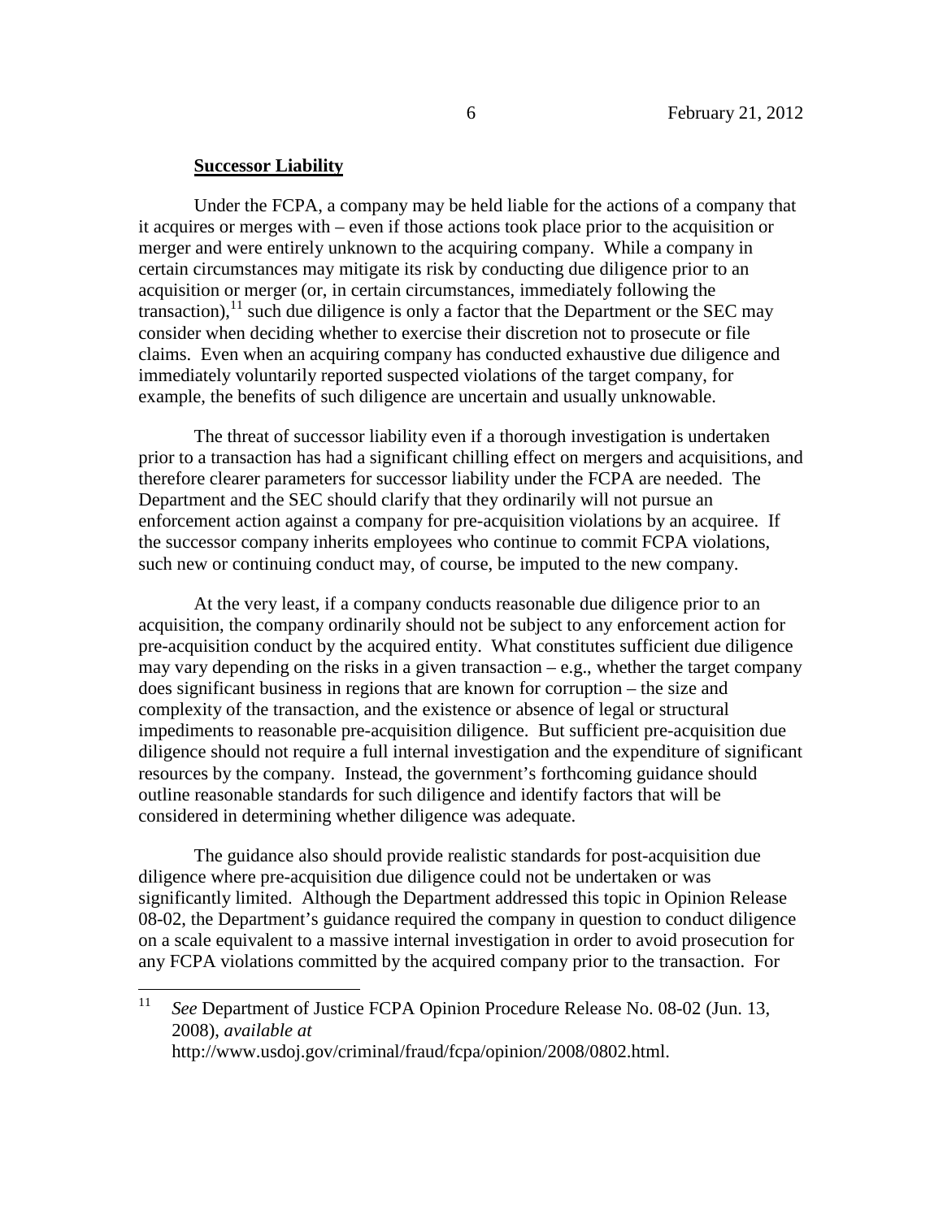**Successor Liability**

Under the FCPA, a company may be held liable for the actions of a company that it acquires or merges with – even if those actions took place prior to the acquisition or merger and were entirely unknown to the acquiring company. While a company in certain circumstances may mitigate its risk by conducting due diligence prior to an acquisition or merger (or, in certain circumstances, immediately following the transaction),[11] such due diligence is only a factor that the Department or the SEC may consider when deciding whether to exercise their discretion not to prosecute or file claims. Even when an acquiring company has conducted exhaustive due diligence and immediately voluntarily reported suspected violations of the target company, for example, the benefits of such diligence are uncertain and usually unknowable.

The threat of successor liability even if a thorough investigation is undertaken prior to a transaction has had a significant chilling effect on mergers and acquisitions, and therefore clearer parameters for successor liability under the FCPA are needed. The Department and the SEC should clarify that they ordinarily will not pursue an enforcement action against a company for pre-acquisition violations by an acquiree. If the successor company inherits employees who continue to commit FCPA violations, such new or continuing conduct may, of course, be imputed to the new company.

At the very least, if a company conducts reasonable due diligence prior to an acquisition, the company ordinarily should not be subject to any enforcement action for pre-acquisition conduct by the acquired entity. What constitutes sufficient due diligence may vary depending on the risks in a given transaction – e.g., whether the target company does significant business in regions that are known for corruption – the size and complexity of the transaction, and the existence or absence of legal or structural impediments to reasonable pre-acquisition diligence. But sufficient pre-acquisition due diligence should not require a full internal investigation and the expenditure of significant resources by the company. Instead, the government's forthcoming guidance should outline reasonable standards for such diligence and identify factors that will be considered in determining whether diligence was adequate.

The guidance also should provide realistic standards for post-acquisition due diligence where pre-acquisition due diligence could not be undertaken or was significantly limited. Although the Department addressed this topic in Opinion Release 08-02, the Department's guidance required the company in question to conduct diligence on a scale equivalent to a massive internal investigation in order to avoid prosecution for any FCPA violations committed by the acquired company prior to the transaction. For

[11] *See* Department of Justice FCPA Opinion Procedure Release No. 08-02 (Jun. 13, 2008), *available at* http://www.usdoj.gov/criminal/fraud/fcpa/opinion/2008/0802.html.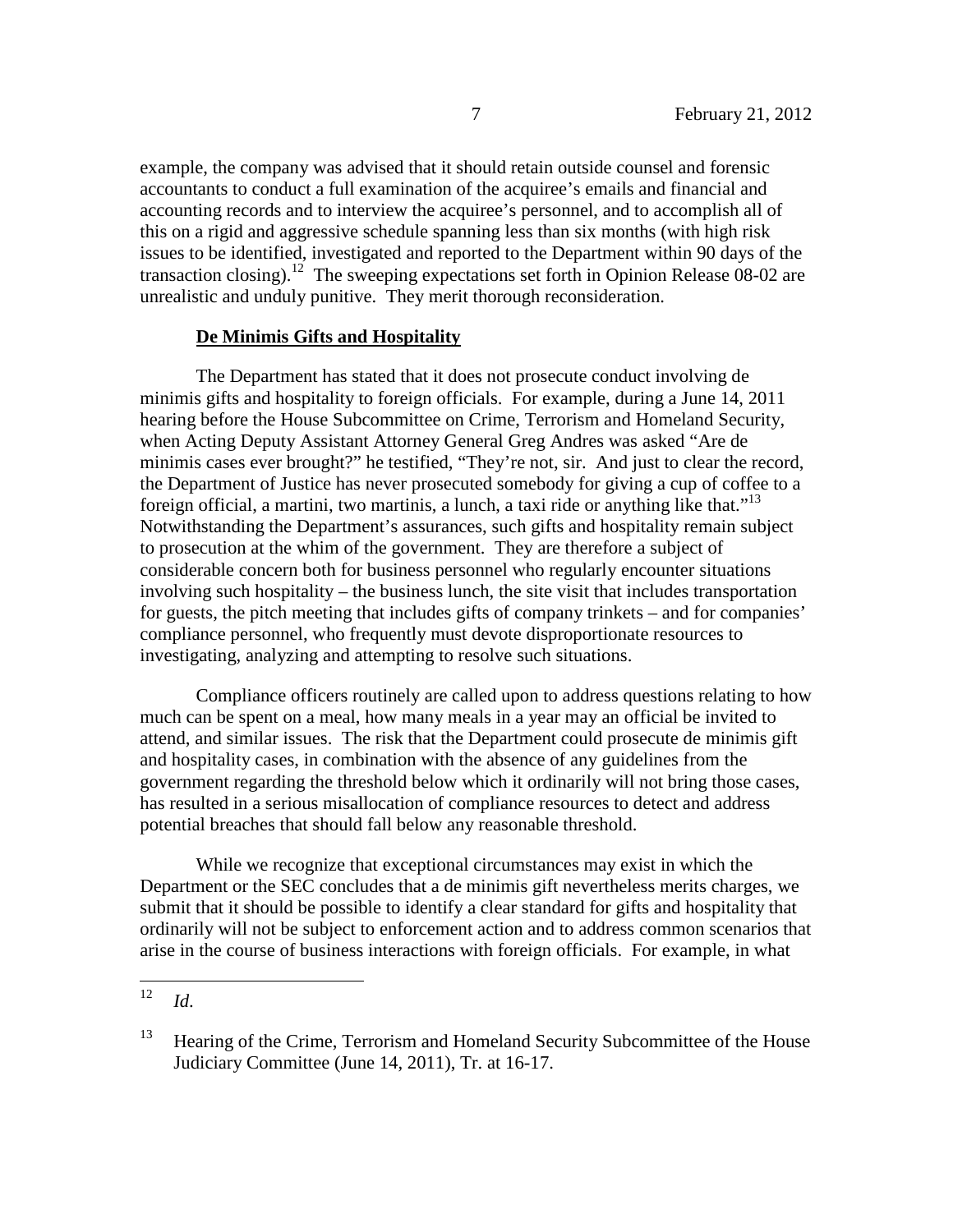example, the company was advised that it should retain outside counsel and forensic accountants to conduct a full examination of the acquiree's emails and financial and accounting records and to interview the acquiree's personnel, and to accomplish all of this on a rigid and aggressive schedule spanning less than six months (with high risk issues to be identified, investigated and reported to the Department within 90 days of the transaction closing).[12] The sweeping expectations set forth in Opinion Release 08-02 are unrealistic and unduly punitive. They merit thorough reconsideration.

**De Minimis Gifts and Hospitality**

The Department has stated that it does not prosecute conduct involving de minimis gifts and hospitality to foreign officials. For example, during a June 14, 2011 hearing before the House Subcommittee on Crime, Terrorism and Homeland Security, when Acting Deputy Assistant Attorney General Greg Andres was asked "Are de minimis cases ever brought?" he testified, "They're not, sir. And just to clear the record, the Department of Justice has never prosecuted somebody for giving a cup of coffee to a foreign official, a martini, two martinis, a lunch, a taxi ride or anything like that."[13] Notwithstanding the Department's assurances, such gifts and hospitality remain subject to prosecution at the whim of the government. They are therefore a subject of considerable concern both for business personnel who regularly encounter situations involving such hospitality – the business lunch, the site visit that includes transportation for guests, the pitch meeting that includes gifts of company trinkets – and for companies' compliance personnel, who frequently must devote disproportionate resources to investigating, analyzing and attempting to resolve such situations.

Compliance officers routinely are called upon to address questions relating to how much can be spent on a meal, how many meals in a year may an official be invited to attend, and similar issues. The risk that the Department could prosecute de minimis gift and hospitality cases, in combination with the absence of any guidelines from the government regarding the threshold below which it ordinarily will not bring those cases, has resulted in a serious misallocation of compliance resources to detect and address potential breaches that should fall below any reasonable threshold.

While we recognize that exceptional circumstances may exist in which the Department or the SEC concludes that a de minimis gift nevertheless merits charges, we submit that it should be possible to identify a clear standard for gifts and hospitality that ordinarily will not be subject to enforcement action and to address common scenarios that arise in the course of business interactions with foreign officials. For example, in what

---

[12] *Id*.

[13] Hearing of the Crime, Terrorism and Homeland Security Subcommittee of the House Judiciary Committee (June 14, 2011), Tr. at 16-17.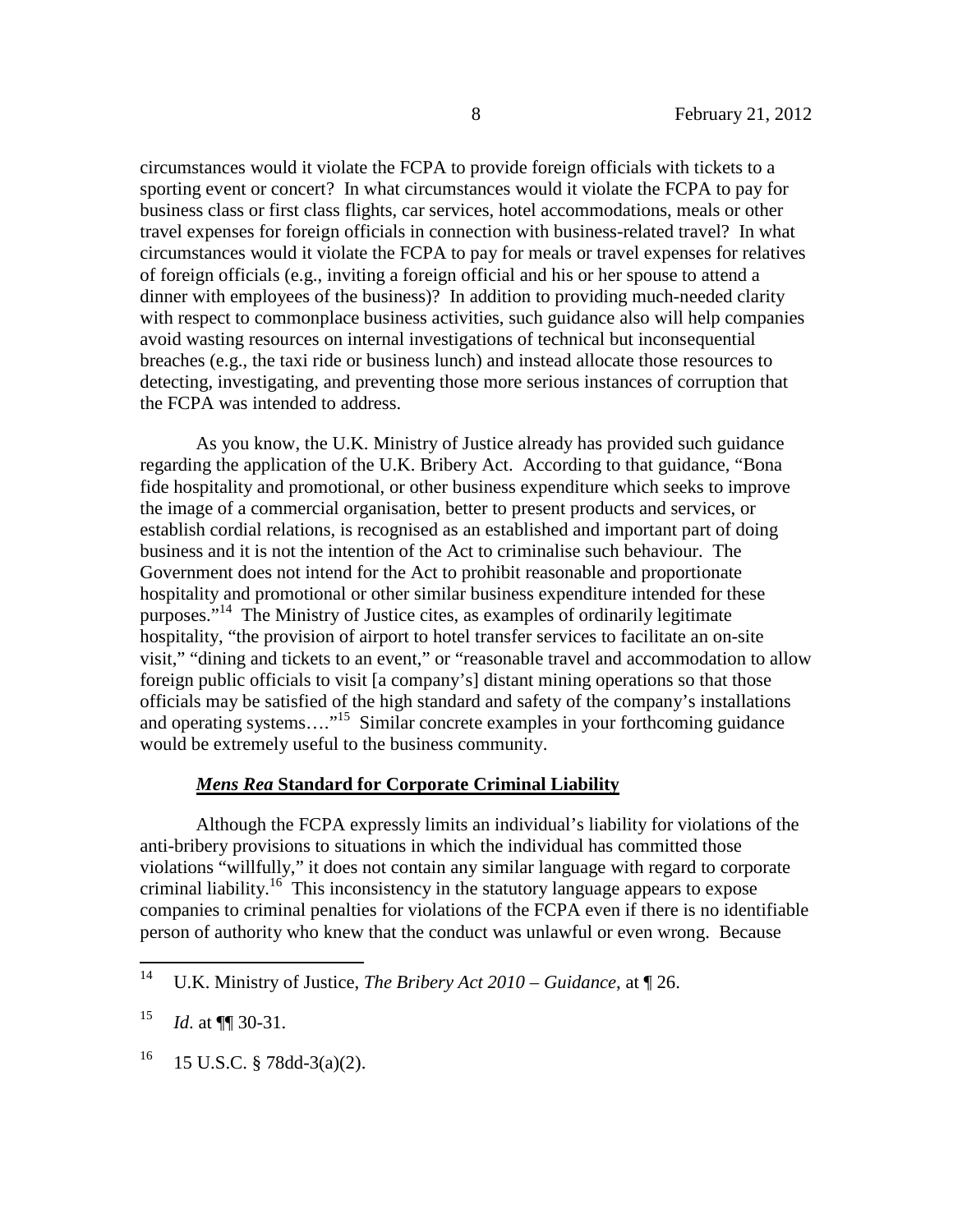circumstances would it violate the FCPA to provide foreign officials with tickets to a sporting event or concert? In what circumstances would it violate the FCPA to pay for business class or first class flights, car services, hotel accommodations, meals or other travel expenses for foreign officials in connection with business-related travel? In what circumstances would it violate the FCPA to pay for meals or travel expenses for relatives of foreign officials (e.g., inviting a foreign official and his or her spouse to attend a dinner with employees of the business)? In addition to providing much-needed clarity with respect to commonplace business activities, such guidance also will help companies avoid wasting resources on internal investigations of technical but inconsequential breaches (e.g., the taxi ride or business lunch) and instead allocate those resources to detecting, investigating, and preventing those more serious instances of corruption that the FCPA was intended to address.

As you know, the U.K. Ministry of Justice already has provided such guidance regarding the application of the U.K. Bribery Act. According to that guidance, "Bona fide hospitality and promotional, or other business expenditure which seeks to improve the image of a commercial organisation, better to present products and services, or establish cordial relations, is recognised as an established and important part of doing business and it is not the intention of the Act to criminalise such behaviour. The Government does not intend for the Act to prohibit reasonable and proportionate hospitality and promotional or other similar business expenditure intended for these purposes."[14] The Ministry of Justice cites, as examples of ordinarily legitimate hospitality, "the provision of airport to hotel transfer services to facilitate an on-site visit," "dining and tickets to an event," or "reasonable travel and accommodation to allow foreign public officials to visit [a company's] distant mining operations so that those officials may be satisfied of the high standard and safety of the company's installations and operating systems…."[15] Similar concrete examples in your forthcoming guidance would be extremely useful to the business community.

### ***Mens Rea*** **Standard for Corporate Criminal Liability**

Although the FCPA expressly limits an individual's liability for violations of the anti-bribery provisions to situations in which the individual has committed those violations "willfully," it does not contain any similar language with regard to corporate criminal liability.[16] This inconsistency in the statutory language appears to expose companies to criminal penalties for violations of the FCPA even if there is no identifiable person of authority who knew that the conduct was unlawful or even wrong. Because

[14] U.K. Ministry of Justice, *The Bribery Act 2010 – Guidance*, at ¶ 26.

[15] *Id*. at ¶¶ 30-31.

[16] 15 U.S.C. § 78dd-3(a)(2).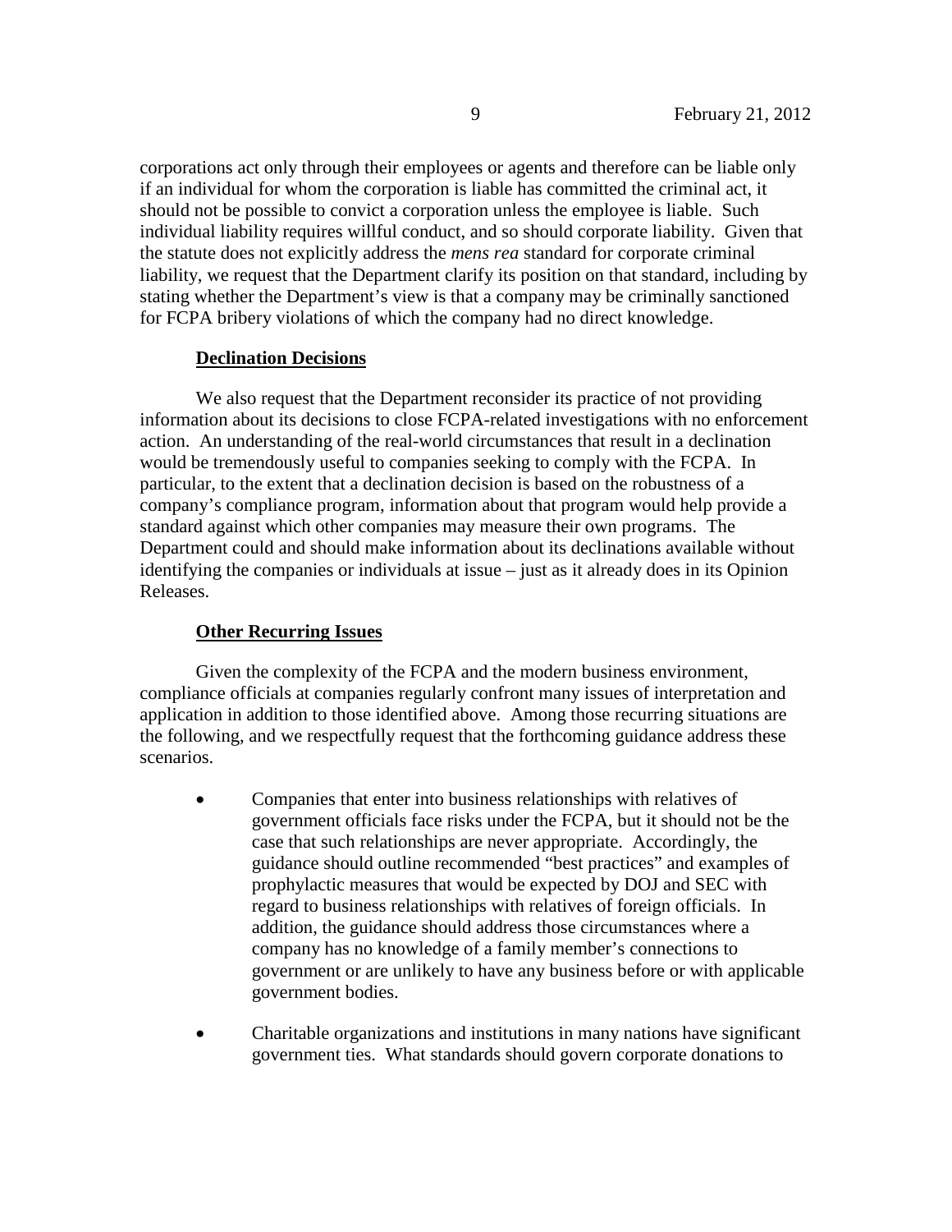corporations act only through their employees or agents and therefore can be liable only if an individual for whom the corporation is liable has committed the criminal act, it should not be possible to convict a corporation unless the employee is liable. Such individual liability requires willful conduct, and so should corporate liability. Given that the statute does not explicitly address the *mens rea* standard for corporate criminal liability, we request that the Department clarify its position on that standard, including by stating whether the Department's view is that a company may be criminally sanctioned for FCPA bribery violations of which the company had no direct knowledge.

**Declination Decisions**

We also request that the Department reconsider its practice of not providing information about its decisions to close FCPA-related investigations with no enforcement action. An understanding of the real-world circumstances that result in a declination would be tremendously useful to companies seeking to comply with the FCPA. In particular, to the extent that a declination decision is based on the robustness of a company's compliance program, information about that program would help provide a standard against which other companies may measure their own programs. The Department could and should make information about its declinations available without identifying the companies or individuals at issue – just as it already does in its Opinion Releases.

**Other Recurring Issues**

Given the complexity of the FCPA and the modern business environment, compliance officials at companies regularly confront many issues of interpretation and application in addition to those identified above. Among those recurring situations are the following, and we respectfully request that the forthcoming guidance address these scenarios.

- Companies that enter into business relationships with relatives of government officials face risks under the FCPA, but it should not be the case that such relationships are never appropriate. Accordingly, the guidance should outline recommended "best practices" and examples of prophylactic measures that would be expected by DOJ and SEC with regard to business relationships with relatives of foreign officials. In addition, the guidance should address those circumstances where a company has no knowledge of a family member's connections to government or are unlikely to have any business before or with applicable government bodies.

- Charitable organizations and institutions in many nations have significant government ties. What standards should govern corporate donations to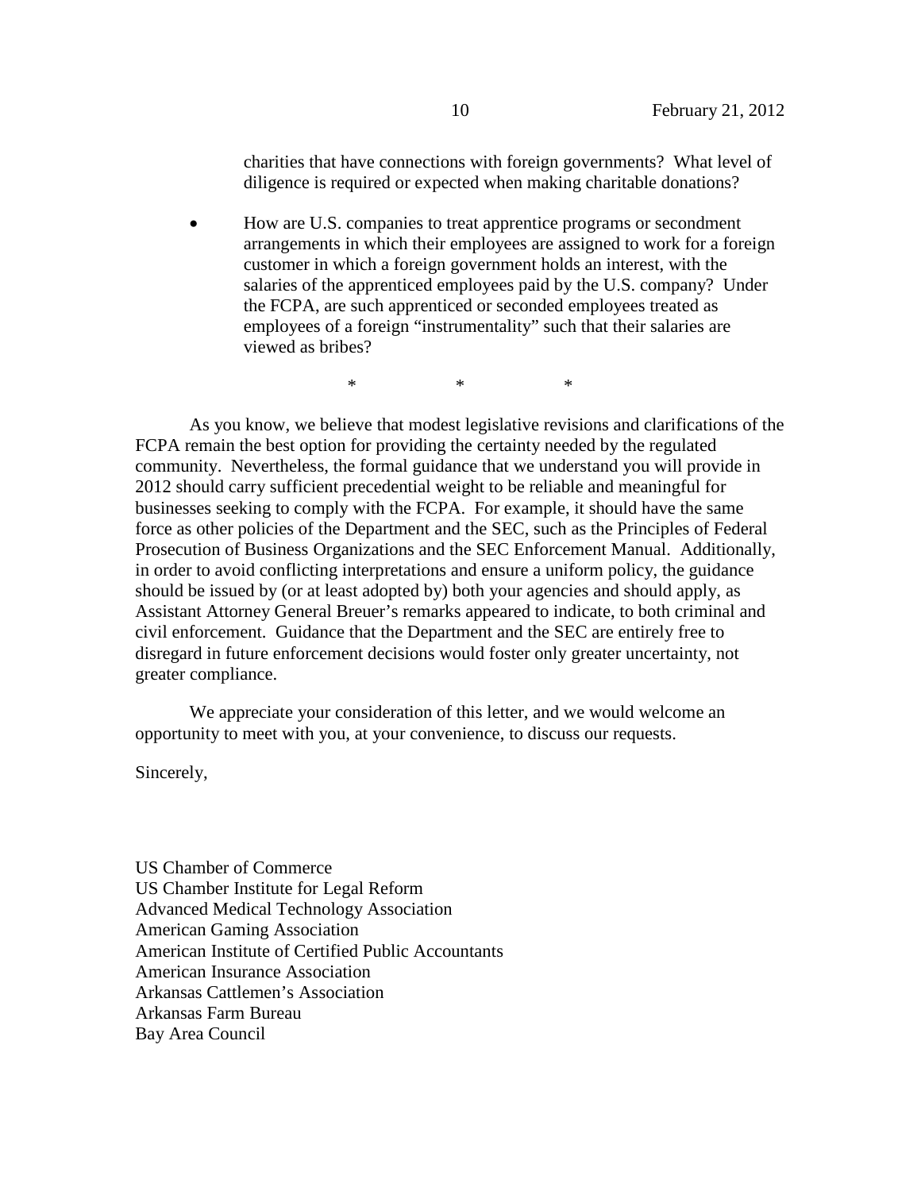charities that have connections with foreign governments? What level of diligence is required or expected when making charitable donations?

- How are U.S. companies to treat apprentice programs or secondment arrangements in which their employees are assigned to work for a foreign customer in which a foreign government holds an interest, with the salaries of the apprenticed employees paid by the U.S. company? Under the FCPA, are such apprenticed or seconded employees treated as employees of a foreign "instrumentality" such that their salaries are viewed as bribes?

\* \* \*

As you know, we believe that modest legislative revisions and clarifications of the FCPA remain the best option for providing the certainty needed by the regulated community. Nevertheless, the formal guidance that we understand you will provide in 2012 should carry sufficient precedential weight to be reliable and meaningful for businesses seeking to comply with the FCPA. For example, it should have the same force as other policies of the Department and the SEC, such as the Principles of Federal Prosecution of Business Organizations and the SEC Enforcement Manual. Additionally, in order to avoid conflicting interpretations and ensure a uniform policy, the guidance should be issued by (or at least adopted by) both your agencies and should apply, as Assistant Attorney General Breuer's remarks appeared to indicate, to both criminal and civil enforcement. Guidance that the Department and the SEC are entirely free to disregard in future enforcement decisions would foster only greater uncertainty, not greater compliance.

We appreciate your consideration of this letter, and we would welcome an opportunity to meet with you, at your convenience, to discuss our requests.

Sincerely,

US Chamber of Commerce
US Chamber Institute for Legal Reform
Advanced Medical Technology Association
American Gaming Association
American Institute of Certified Public Accountants
American Insurance Association
Arkansas Cattlemen's Association
Arkansas Farm Bureau
Bay Area Council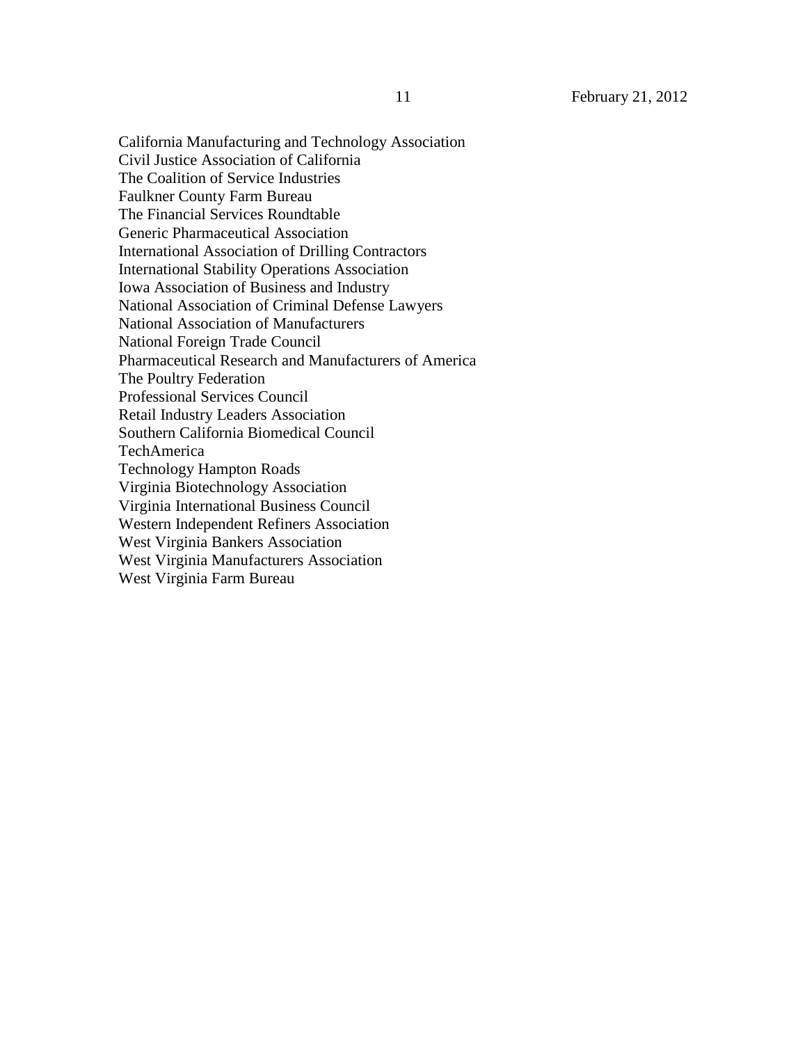California Manufacturing and Technology Association
Civil Justice Association of California
The Coalition of Service Industries
Faulkner County Farm Bureau
The Financial Services Roundtable
Generic Pharmaceutical Association
International Association of Drilling Contractors
International Stability Operations Association
Iowa Association of Business and Industry
National Association of Criminal Defense Lawyers
National Association of Manufacturers
National Foreign Trade Council
Pharmaceutical Research and Manufacturers of America
The Poultry Federation
Professional Services Council
Retail Industry Leaders Association
Southern California Biomedical Council
TechAmerica
Technology Hampton Roads
Virginia Biotechnology Association
Virginia International Business Council
Western Independent Refiners Association
West Virginia Bankers Association
West Virginia Manufacturers Association
West Virginia Farm Bureau